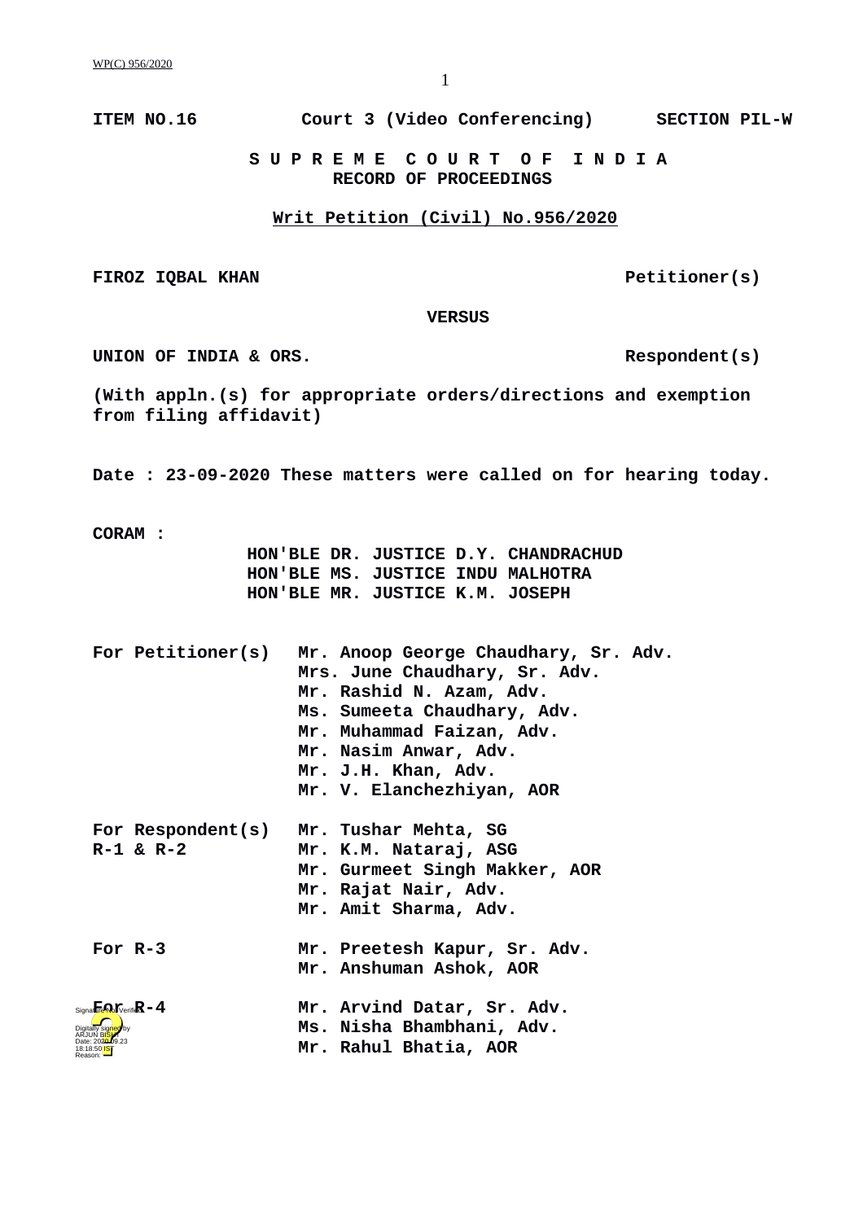ITEM NO.16 Court 3 (Video Conferencing) SECTION PIL-W

**S U P R E M E C O U R T O F I N D I A**
**RECORD OF PROCEEDINGS**

**Writ Petition (Civil) No.956/2020**

**FIROZ IQBAL KHAN** **Petitioner(s)**

**VERSUS**

**UNION OF INDIA & ORS.** **Respondent(s)**

**(With appln.(s) for appropriate orders/directions and exemption from filing affidavit)**

**Date : 23-09-2020 These matters were called on for hearing today.**

**CORAM :**
HON'BLE DR. JUSTICE D.Y. CHANDRACHUD
HON'BLE MS. JUSTICE INDU MALHOTRA
HON'BLE MR. JUSTICE K.M. JOSEPH

For Petitioner(s)
Mr. Anoop George Chaudhary, Sr. Adv.
Mrs. June Chaudhary, Sr. Adv.
Mr. Rashid N. Azam, Adv.
Ms. Sumeeta Chaudhary, Adv.
Mr. Muhammad Faizan, Adv.
Mr. Nasim Anwar, Adv.
Mr. J.H. Khan, Adv.
Mr. V. Elanchezhiyan, AOR

For Respondent(s) R-1 & R-2
Mr. Tushar Mehta, SG
Mr. K.M. Nataraj, ASG
Mr. Gurmeet Singh Makker, AOR
Mr. Rajat Nair, Adv.
Mr. Amit Sharma, Adv.

For R-3
Mr. Preetesh Kapur, Sr. Adv.
Mr. Anshuman Ashok, AOR

For R-4
Mr. Arvind Datar, Sr. Adv.
Ms. Nisha Bhambhani, Adv.
Mr. Rahul Bhatia, AOR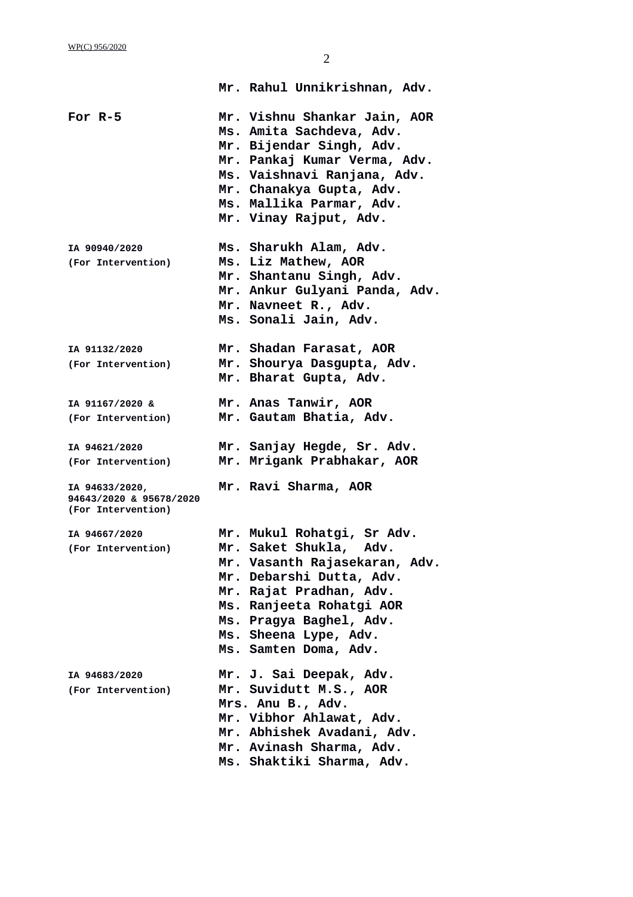**Mr. Rahul Unnikrishnan, Adv.**

| | |
|---|---|
| **For R-5** | **Mr. Vishnu Shankar Jain, AOR**<br>**Ms. Amita Sachdeva, Adv.**<br>**Mr. Bijendar Singh, Adv.**<br>**Mr. Pankaj Kumar Verma, Adv.**<br>**Ms. Vaishnavi Ranjana, Adv.**<br>**Mr. Chanakya Gupta, Adv.**<br>**Ms. Mallika Parmar, Adv.**<br>**Mr. Vinay Rajput, Adv.** |
| **IA 90940/2020**<br>**(For Intervention)** | **Ms. Sharukh Alam, Adv.**<br>**Ms. Liz Mathew, AOR**<br>**Mr. Shantanu Singh, Adv.**<br>**Mr. Ankur Gulyani Panda, Adv.**<br>**Mr. Navneet R., Adv.**<br>**Ms. Sonali Jain, Adv.** |
| **IA 91132/2020**<br>**(For Intervention)** | **Mr. Shadan Farasat, AOR**<br>**Mr. Shourya Dasgupta, Adv.**<br>**Mr. Bharat Gupta, Adv.** |
| **IA 91167/2020 &**<br>**(For Intervention)** | **Mr. Anas Tanwir, AOR**<br>**Mr. Gautam Bhatia, Adv.** |
| **IA 94621/2020**<br>**(For Intervention)** | **Mr. Sanjay Hegde, Sr. Adv.**<br>**Mr. Mrigank Prabhakar, AOR** |
| **IA 94633/2020,**<br>**94643/2020 & 95678/2020**<br>**(For Intervention)** | **Mr. Ravi Sharma, AOR** |
| **IA 94667/2020**<br>**(For Intervention)** | **Mr. Mukul Rohatgi, Sr Adv.**<br>**Mr. Saket Shukla, Adv.**<br>**Mr. Vasanth Rajasekaran, Adv.**<br>**Mr. Debarshi Dutta, Adv.**<br>**Mr. Rajat Pradhan, Adv.**<br>**Ms. Ranjeeta Rohatgi AOR**<br>**Ms. Pragya Baghel, Adv.**<br>**Ms. Sheena Lype, Adv.**<br>**Ms. Samten Doma, Adv.** |
| **IA 94683/2020**<br>**(For Intervention)** | **Mr. J. Sai Deepak, Adv.**<br>**Mr. Suvidutt M.S., AOR**<br>**Mrs. Anu B., Adv.**<br>**Mr. Vibhor Ahlawat, Adv.**<br>**Mr. Abhishek Avadani, Adv.**<br>**Mr. Avinash Sharma, Adv.**<br>**Ms. Shaktiki Sharma, Adv.** |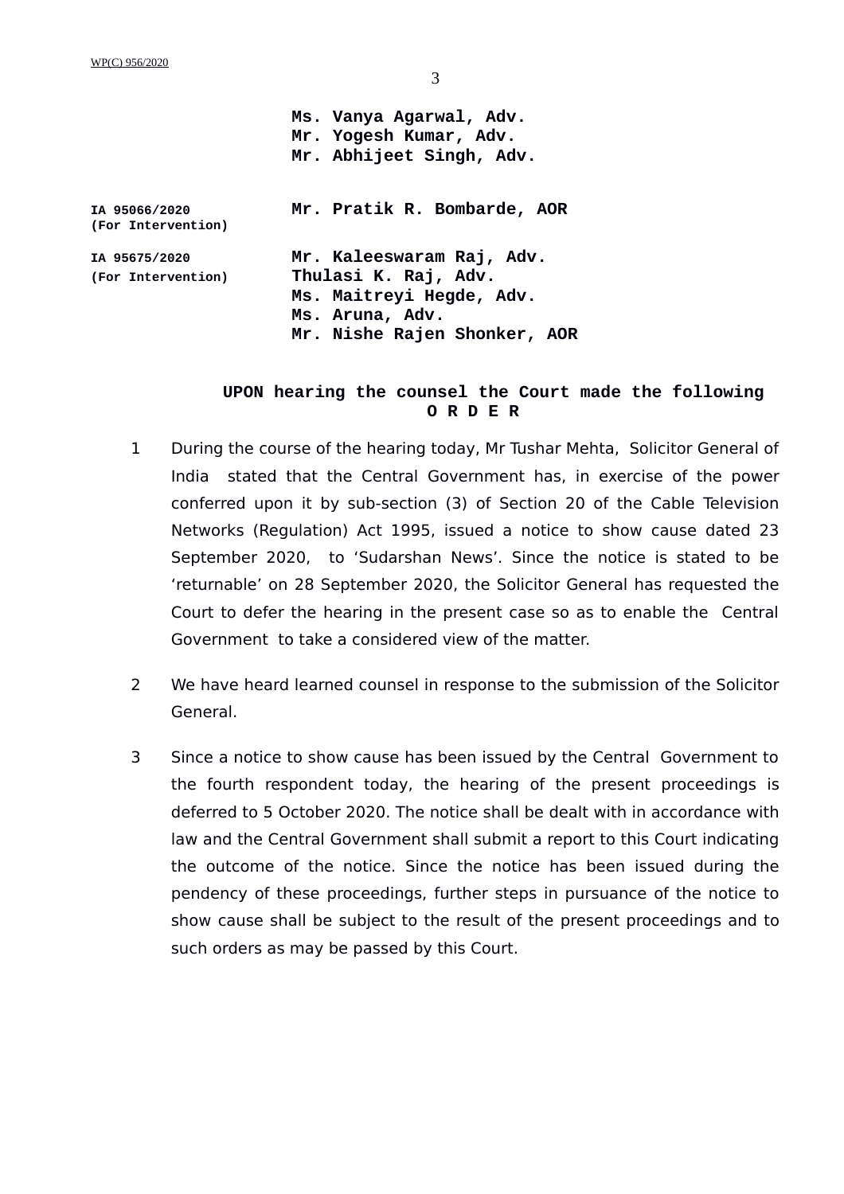Ms. Vanya Agarwal, Adv.
Mr. Yogesh Kumar, Adv.
Mr. Abhijeet Singh, Adv.

| | |
|---|---|
| **IA 95066/2020 (For Intervention)** | **Mr. Pratik R. Bombarde, AOR** |
| **IA 95675/2020 (For Intervention)** | **Mr. Kaleeswaram Raj, Adv.** <br> **Thulasi K. Raj, Adv.** <br> **Ms. Maitreyi Hegde, Adv.** <br> **Ms. Aruna, Adv.** <br> **Mr. Nishe Rajen Shonker, AOR** |

**UPON hearing the counsel the Court made the following**

**O R D E R**

1. During the course of the hearing today, Mr Tushar Mehta, Solicitor General of India stated that the Central Government has, in exercise of the power conferred upon it by sub-section (3) of Section 20 of the Cable Television Networks (Regulation) Act 1995, issued a notice to show cause dated 23 September 2020, to 'Sudarshan News'. Since the notice is stated to be 'returnable' on 28 September 2020, the Solicitor General has requested the Court to defer the hearing in the present case so as to enable the Central Government to take a considered view of the matter.

2. We have heard learned counsel in response to the submission of the Solicitor General.

3. Since a notice to show cause has been issued by the Central Government to the fourth respondent today, the hearing of the present proceedings is deferred to 5 October 2020. The notice shall be dealt with in accordance with law and the Central Government shall submit a report to this Court indicating the outcome of the notice. Since the notice has been issued during the pendency of these proceedings, further steps in pursuance of the notice to show cause shall be subject to the result of the present proceedings and to such orders as may be passed by this Court.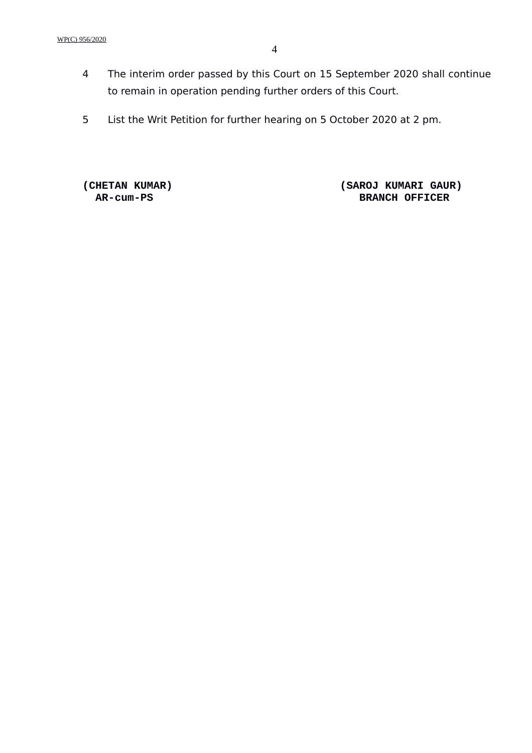4 The interim order passed by this Court on 15 September 2020 shall continue to remain in operation pending further orders of this Court.

5 List the Writ Petition for further hearing on 5 October 2020 at 2 pm.

**(CHETAN KUMAR)**
**AR-cum-PS**

**(SAROJ KUMARI GAUR)**
**BRANCH OFFICER**